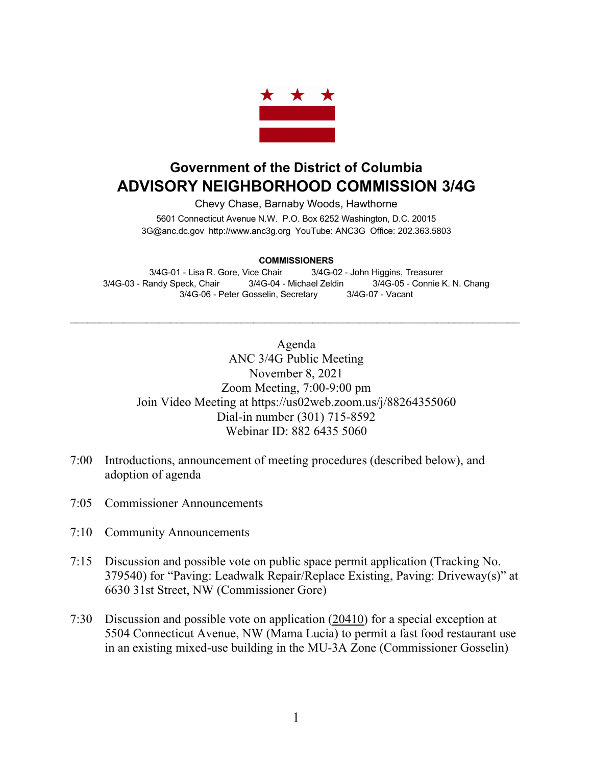## Government of the District of Columbia
# ADVISORY NEIGHBORHOOD COMMISSION 3/4G

Chevy Chase, Barnaby Woods, Hawthorne

5601 Connecticut Avenue N.W. P.O. Box 6252 Washington, D.C. 20015
3G@anc.dc.gov http://www.anc3g.org YouTube: ANC3G Office: 202.363.5803

**COMMISSIONERS**

3/4G-01 - Lisa R. Gore, Vice Chair 3/4G-02 - John Higgins, Treasurer
3/4G-03 - Randy Speck, Chair 3/4G-04 - Michael Zeldin 3/4G-05 - Connie K. N. Chang
3/4G-06 - Peter Gosselin, Secretary 3/4G-07 - Vacant

---

Agenda
ANC 3/4G Public Meeting
November 8, 2021
Zoom Meeting, 7:00-9:00 pm
Join Video Meeting at https://us02web.zoom.us/j/88264355060
Dial-in number (301) 715-8592
Webinar ID: 882 6435 5060

7:00 Introductions, announcement of meeting procedures (described below), and adoption of agenda

7:05 Commissioner Announcements

7:10 Community Announcements

7:15 Discussion and possible vote on public space permit application (Tracking No. 379540) for "Paving: Leadwalk Repair/Replace Existing, Paving: Driveway(s)" at 6630 31st Street, NW (Commissioner Gore)

7:30 Discussion and possible vote on application (20410) for a special exception at 5504 Connecticut Avenue, NW (Mama Lucia) to permit a fast food restaurant use in an existing mixed-use building in the MU-3A Zone (Commissioner Gosselin)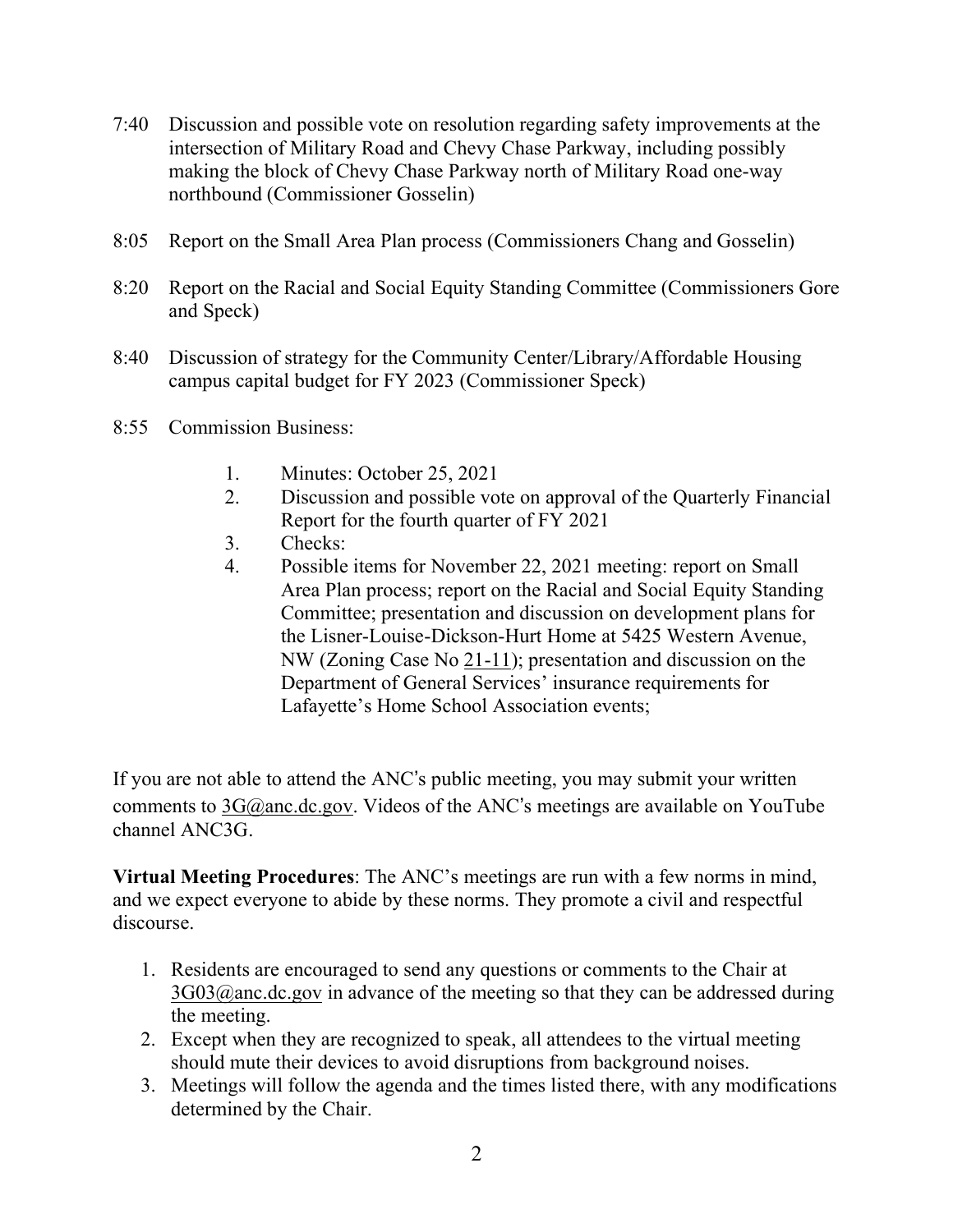7:40 Discussion and possible vote on resolution regarding safety improvements at the intersection of Military Road and Chevy Chase Parkway, including possibly making the block of Chevy Chase Parkway north of Military Road one-way northbound (Commissioner Gosselin)

8:05 Report on the Small Area Plan process (Commissioners Chang and Gosselin)

8:20 Report on the Racial and Social Equity Standing Committee (Commissioners Gore and Speck)

8:40 Discussion of strategy for the Community Center/Library/Affordable Housing campus capital budget for FY 2023 (Commissioner Speck)

8:55 Commission Business:

1. Minutes: October 25, 2021
2. Discussion and possible vote on approval of the Quarterly Financial Report for the fourth quarter of FY 2021
3. Checks:
4. Possible items for November 22, 2021 meeting: report on Small Area Plan process; report on the Racial and Social Equity Standing Committee; presentation and discussion on development plans for the Lisner-Louise-Dickson-Hurt Home at 5425 Western Avenue, NW (Zoning Case No 21-11); presentation and discussion on the Department of General Services' insurance requirements for Lafayette's Home School Association events;

If you are not able to attend the ANC's public meeting, you may submit your written comments to 3G@anc.dc.gov. Videos of the ANC's meetings are available on YouTube channel ANC3G.

**Virtual Meeting Procedures**: The ANC's meetings are run with a few norms in mind, and we expect everyone to abide by these norms. They promote a civil and respectful discourse.

1. Residents are encouraged to send any questions or comments to the Chair at 3G03@anc.dc.gov in advance of the meeting so that they can be addressed during the meeting.
2. Except when they are recognized to speak, all attendees to the virtual meeting should mute their devices to avoid disruptions from background noises.
3. Meetings will follow the agenda and the times listed there, with any modifications determined by the Chair.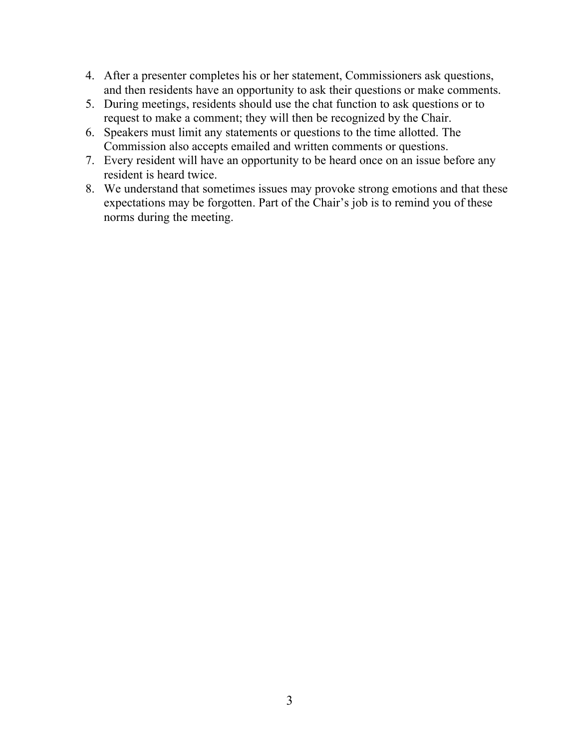4. After a presenter completes his or her statement, Commissioners ask questions, and then residents have an opportunity to ask their questions or make comments.
5. During meetings, residents should use the chat function to ask questions or to request to make a comment; they will then be recognized by the Chair.
6. Speakers must limit any statements or questions to the time allotted. The Commission also accepts emailed and written comments or questions.
7. Every resident will have an opportunity to be heard once on an issue before any resident is heard twice.
8. We understand that sometimes issues may provoke strong emotions and that these expectations may be forgotten. Part of the Chair's job is to remind you of these norms during the meeting.